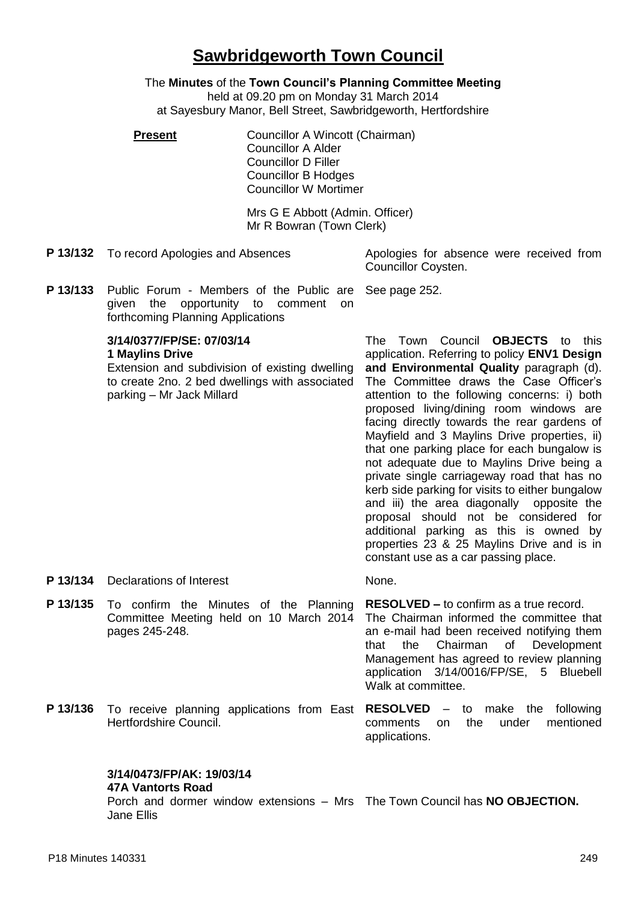# Sawbridgeworth Town Council

The **Minutes** of the **Town Council's Planning Committee Meeting**
held at 09.20 pm on Monday 31 March 2014
at Sayesbury Manor, Bell Street, Sawbridgeworth, Hertfordshire

**Present**

Councillor A Wincott (Chairman)
Councillor A Alder
Councillor D Filler
Councillor B Hodges
Councillor W Mortimer

Mrs G E Abbott (Admin. Officer)
Mr R Bowran (Town Clerk)

**P 13/132** To record Apologies and Absences

Apologies for absence were received from Councillor Coysten.

**P 13/133** Public Forum - Members of the Public are given the opportunity to comment on forthcoming Planning Applications

See page 252.

**3/14/0377/FP/SE: 07/03/14**
**1 Maylins Drive**
Extension and subdivision of existing dwelling to create 2no. 2 bed dwellings with associated parking – Mr Jack Millard

The Town Council **OBJECTS** to this application. Referring to policy **ENV1 Design and Environmental Quality** paragraph (d). The Committee draws the Case Officer's attention to the following concerns: i) both proposed living/dining room windows are facing directly towards the rear gardens of Mayfield and 3 Maylins Drive properties, ii) that one parking place for each bungalow is not adequate due to Maylins Drive being a private single carriageway road that has no kerb side parking for visits to either bungalow and iii) the area diagonally opposite the proposal should not be considered for additional parking as this is owned by properties 23 & 25 Maylins Drive and is in constant use as a car passing place.

**P 13/134** Declarations of Interest

None.

**P 13/135** To confirm the Minutes of the Planning Committee Meeting held on 10 March 2014 pages 245-248.

**RESOLVED –** to confirm as a true record.
The Chairman informed the committee that an e-mail had been received notifying them that the Chairman of Development Management has agreed to review planning application 3/14/0016/FP/SE, 5 Bluebell Walk at committee.

**P 13/136** To receive planning applications from East Hertfordshire Council.

**RESOLVED** – to make the following comments on the under mentioned applications.

**3/14/0473/FP/AK: 19/03/14**
**47A Vantorts Road**
Porch and dormer window extensions – Mrs Jane Ellis

The Town Council has **NO OBJECTION.**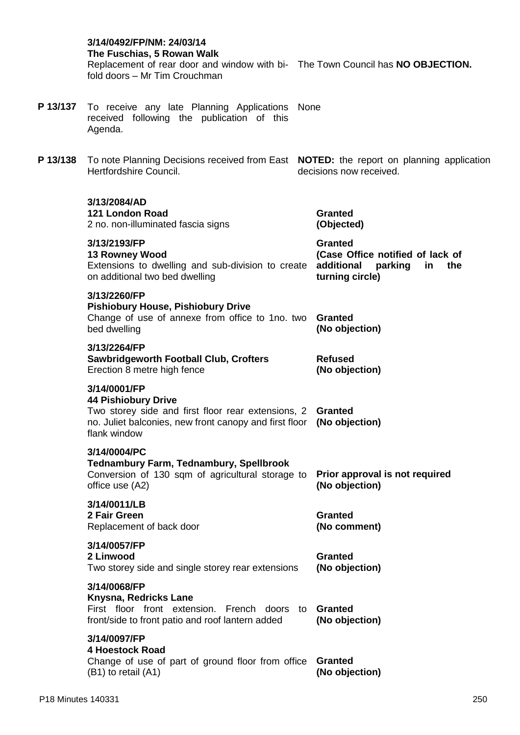**3/14/0492/FP/NM: 24/03/14**
**The Fuschias, 5 Rowan Walk**
Replacement of rear door and window with bi-fold doors – Mr Tim Crouchman

The Town Council has **NO OBJECTION.**

**P 13/137** To receive any late Planning Applications received following the publication of this Agenda.

None

**P 13/138** To note Planning Decisions received from East Hertfordshire Council.

**NOTED:** the report on planning application decisions now received.

| Application | Decision |
|---|---|
| **3/13/2084/AD**<br>**121 London Road**<br>2 no. non-illuminated fascia signs | **Granted**<br>**(Objected)** |
| **3/13/2193/FP**<br>**13 Rowney Wood**<br>Extensions to dwelling and sub-division to create on additional two bed dwelling | **Granted**<br>**(Case Office notified of lack of additional parking in the turning circle)** |
| **3/13/2260/FP**<br>**Pishiobury House, Pishiobury Drive**<br>Change of use of annexe from office to 1no. two bed dwelling | **Granted**<br>**(No objection)** |
| **3/13/2264/FP**<br>**Sawbridgeworth Football Club, Crofters**<br>Erection 8 metre high fence | **Refused**<br>**(No objection)** |
| **3/14/0001/FP**<br>**44 Pishiobury Drive**<br>Two storey side and first floor rear extensions, 2 no. Juliet balconies, new front canopy and first floor flank window | **Granted**<br>**(No objection)** |
| **3/14/0004/PC**<br>**Tednambury Farm, Tednambury, Spellbrook**<br>Conversion of 130 sqm of agricultural storage to office use (A2) | **Prior approval is not required**<br>**(No objection)** |
| **3/14/0011/LB**<br>**2 Fair Green**<br>Replacement of back door | **Granted**<br>**(No comment)** |
| **3/14/0057/FP**<br>**2 Linwood**<br>Two storey side and single storey rear extensions | **Granted**<br>**(No objection)** |
| **3/14/0068/FP**<br>**Knysna, Redricks Lane**<br>First floor front extension. French doors to front/side to front patio and roof lantern added | **Granted**<br>**(No objection)** |
| **3/14/0097/FP**<br>**4 Hoestock Road**<br>Change of use of part of ground floor from office (B1) to retail (A1) | **Granted**<br>**(No objection)** |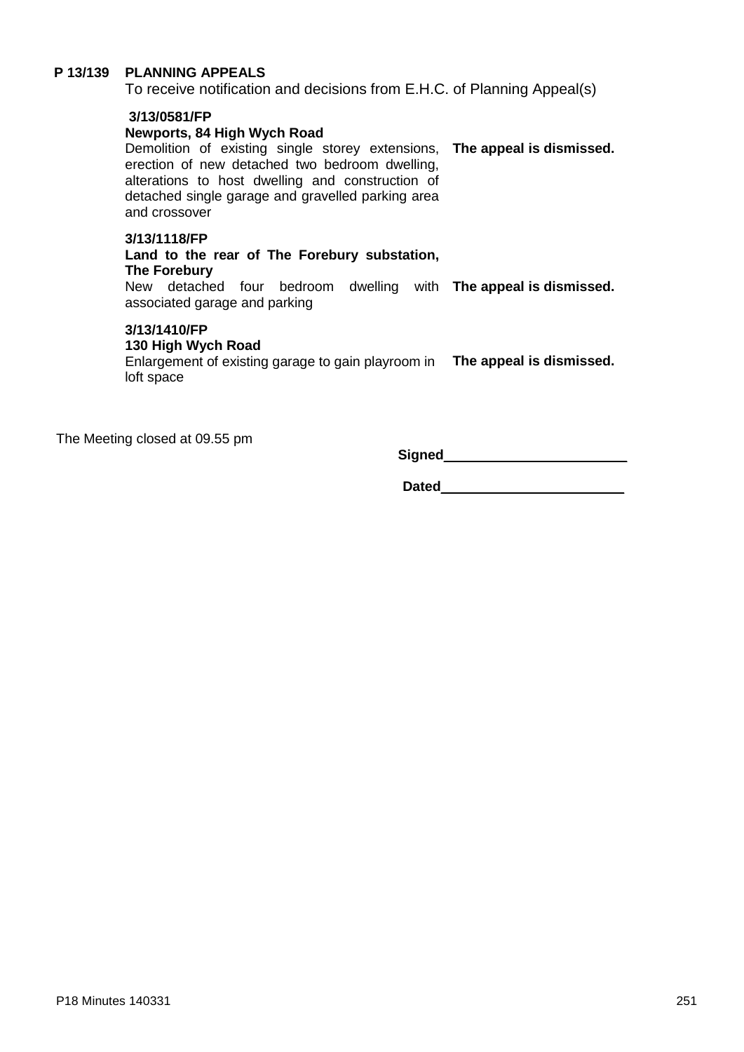**P 13/139 PLANNING APPEALS**

To receive notification and decisions from E.H.C. of Planning Appeal(s)

| Application | Decision |
|---|---|
| **3/13/0581/FP**<br>**Newports, 84 High Wych Road**<br>Demolition of existing single storey extensions, erection of new detached two bedroom dwelling, alterations to host dwelling and construction of detached single garage and gravelled parking area and crossover | **The appeal is dismissed.** |
| **3/13/1118/FP**<br>**Land to the rear of The Forebury substation, The Forebury**<br>New detached four bedroom dwelling with associated garage and parking | **The appeal is dismissed.** |
| **3/13/1410/FP**<br>**130 High Wych Road**<br>Enlargement of existing garage to gain playroom in loft space | **The appeal is dismissed.** |

The Meeting closed at 09.55 pm

**Signed**\_\_\_\_\_\_\_\_\_\_\_\_\_\_\_\_\_\_\_\_\_\_\_\_

**Dated**\_\_\_\_\_\_\_\_\_\_\_\_\_\_\_\_\_\_\_\_\_\_\_\_

P18 Minutes 140331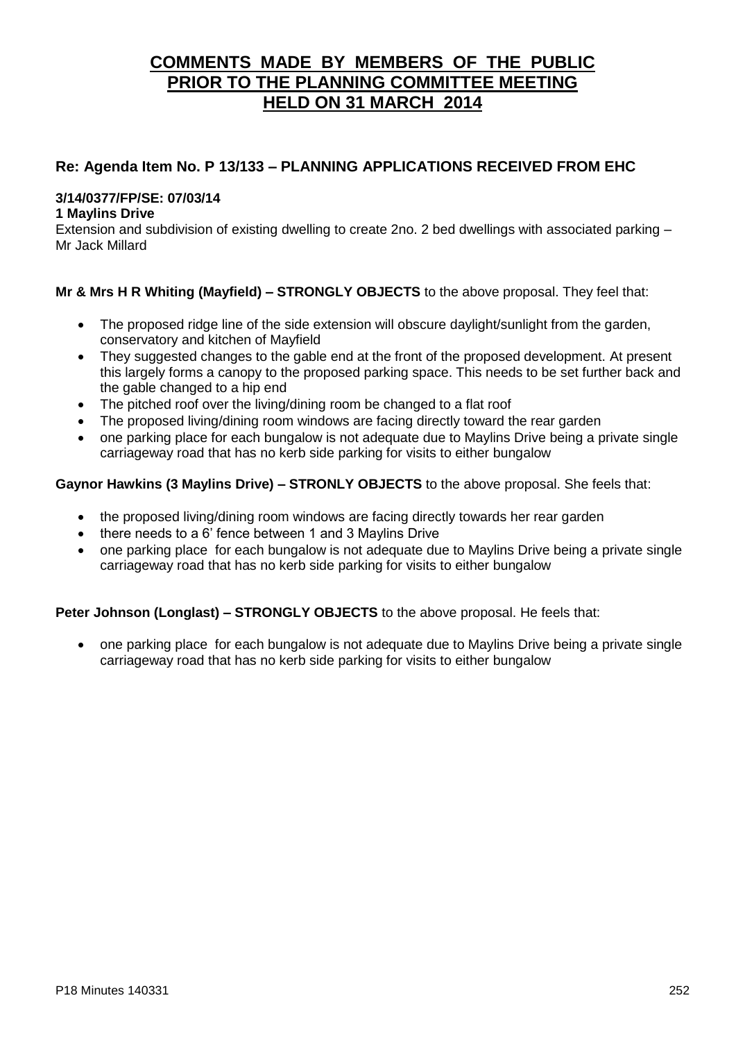# COMMENTS MADE BY MEMBERS OF THE PUBLIC PRIOR TO THE PLANNING COMMITTEE MEETING HELD ON 31 MARCH 2014

## Re: Agenda Item No. P 13/133 – PLANNING APPLICATIONS RECEIVED FROM EHC

**3/14/0377/FP/SE: 07/03/14**
**1 Maylins Drive**
Extension and subdivision of existing dwelling to create 2no. 2 bed dwellings with associated parking – Mr Jack Millard

**Mr & Mrs H R Whiting (Mayfield) – STRONGLY OBJECTS** to the above proposal. They feel that:

- The proposed ridge line of the side extension will obscure daylight/sunlight from the garden, conservatory and kitchen of Mayfield
- They suggested changes to the gable end at the front of the proposed development. At present this largely forms a canopy to the proposed parking space. This needs to be set further back and the gable changed to a hip end
- The pitched roof over the living/dining room be changed to a flat roof
- The proposed living/dining room windows are facing directly toward the rear garden
- one parking place for each bungalow is not adequate due to Maylins Drive being a private single carriageway road that has no kerb side parking for visits to either bungalow

**Gaynor Hawkins (3 Maylins Drive) – STRONLY OBJECTS** to the above proposal. She feels that:

- the proposed living/dining room windows are facing directly towards her rear garden
- there needs to a 6' fence between 1 and 3 Maylins Drive
- one parking place for each bungalow is not adequate due to Maylins Drive being a private single carriageway road that has no kerb side parking for visits to either bungalow

**Peter Johnson (Longlast) – STRONGLY OBJECTS** to the above proposal. He feels that:

- one parking place for each bungalow is not adequate due to Maylins Drive being a private single carriageway road that has no kerb side parking for visits to either bungalow